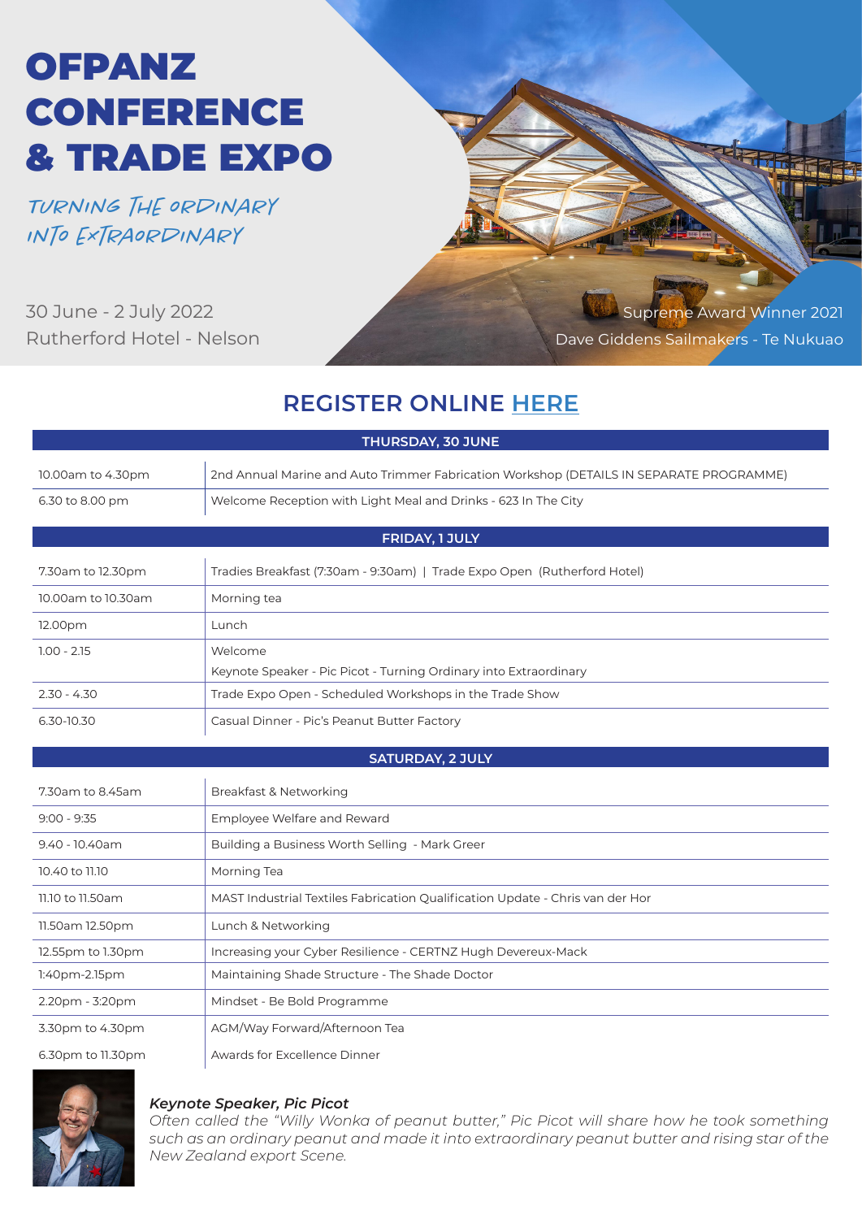# OFPANZ CONFERENCE & TRADE EXPO

## TURNING THE ORDINARY INTO EXTRAORDINARY

30 June - 2 July 2022
Rutherford Hotel - Nelson

Supreme Award Winner 2021
Dave Giddens Sailmakers - Te Nukuao

## REGISTER ONLINE HERE

| THURSDAY, 30 JUNE | |
|---|---|
| 10.00am to 4.30pm | 2nd Annual Marine and Auto Trimmer Fabrication Workshop (DETAILS IN SEPARATE PROGRAMME) |
| 6.30 to 8.00 pm | Welcome Reception with Light Meal and Drinks - 623 In The City |

| FRIDAY, 1 JULY | |
|---|---|
| 7.30am to 12.30pm | Tradies Breakfast (7:30am - 9:30am) \| Trade Expo Open (Rutherford Hotel) |
| 10.00am to 10.30am | Morning tea |
| 12.00pm | Lunch |
| 1.00 - 2.15 | Welcome<br>Keynote Speaker - Pic Picot - Turning Ordinary into Extraordinary |
| 2.30 - 4.30 | Trade Expo Open - Scheduled Workshops in the Trade Show |
| 6.30-10.30 | Casual Dinner - Pic's Peanut Butter Factory |

| SATURDAY, 2 JULY | |
|---|---|
| 7.30am to 8.45am | Breakfast & Networking |
| 9:00 - 9:35 | Employee Welfare and Reward |
| 9.40 - 10.40am | Building a Business Worth Selling - Mark Greer |
| 10.40 to 11.10 | Morning Tea |
| 11.10 to 11.50am | MAST Industrial Textiles Fabrication Qualification Update - Chris van der Hor |
| 11.50am 12.50pm | Lunch & Networking |
| 12.55pm to 1.30pm | Increasing your Cyber Resilience - CERTNZ Hugh Devereux-Mack |
| 1:40pm-2.15pm | Maintaining Shade Structure - The Shade Doctor |
| 2.20pm - 3:20pm | Mindset - Be Bold Programme |
| 3.30pm to 4.30pm | AGM/Way Forward/Afternoon Tea |
| 6.30pm to 11.30pm | Awards for Excellence Dinner |

***Keynote Speaker, Pic Picot***

*Often called the "Willy Wonka of peanut butter," Pic Picot will share how he took something such as an ordinary peanut and made it into extraordinary peanut butter and rising star of the New Zealand export Scene.*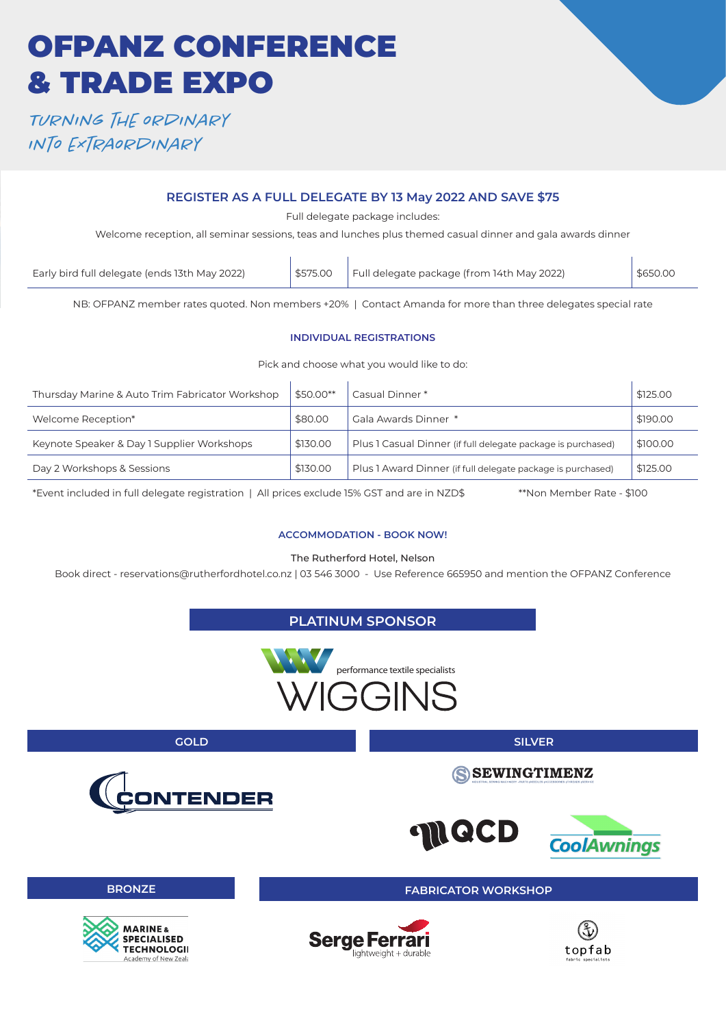# OFPANZ CONFERENCE & TRADE EXPO

*TURNING THE ORDINARY INTO EXTRAORDINARY*

### REGISTER AS A FULL DELEGATE BY 13 May 2022 AND SAVE $75

Full delegate package includes:

Welcome reception, all seminar sessions, teas and lunches plus themed casual dinner and gala awards dinner

| | | | |
|---|---|---|---|
| Early bird full delegate (ends 13th May 2022) | $575.00 | Full delegate package (from 14th May 2022) | $650.00 |

NB: OFPANZ member rates quoted. Non members +20% | Contact Amanda for more than three delegates special rate

#### INDIVIDUAL REGISTRATIONS

Pick and choose what you would like to do:

| | | | |
|---|---|---|---|
| Thursday Marine & Auto Trim Fabricator Workshop | $50.00** | Casual Dinner * | $125.00 |
| Welcome Reception* | $80.00 | Gala Awards Dinner * | $190.00 |
| Keynote Speaker & Day 1 Supplier Workshops | $130.00 | Plus 1 Casual Dinner (if full delegate package is purchased) | $100.00 |
| Day 2 Workshops & Sessions | $130.00 | Plus 1 Award Dinner (if full delegate package is purchased) | $125.00 |

*Event included in full delegate registration | All prices exclude 15% GST and are in NZD$ **Non Member Rate - $100

#### ACCOMMODATION - BOOK NOW!

The Rutherford Hotel, Nelson

Book direct - reservations@rutherfordhotel.co.nz | 03 546 3000 - Use Reference 665950 and mention the OFPANZ Conference

#### PLATINUM SPONSOR

WIGGINS – performance textile specialists

#### GOLD

CONTENDER

#### SILVER

SEWINGTIMENZ

QCD

CoolAwnings

#### BRONZE

MARINE & SPECIALISED TECHNOLOGIES Academy of New Zealand

#### FABRICATOR WORKSHOP

Serge Ferrari – lightweight + durable

topfab – fabric specialists